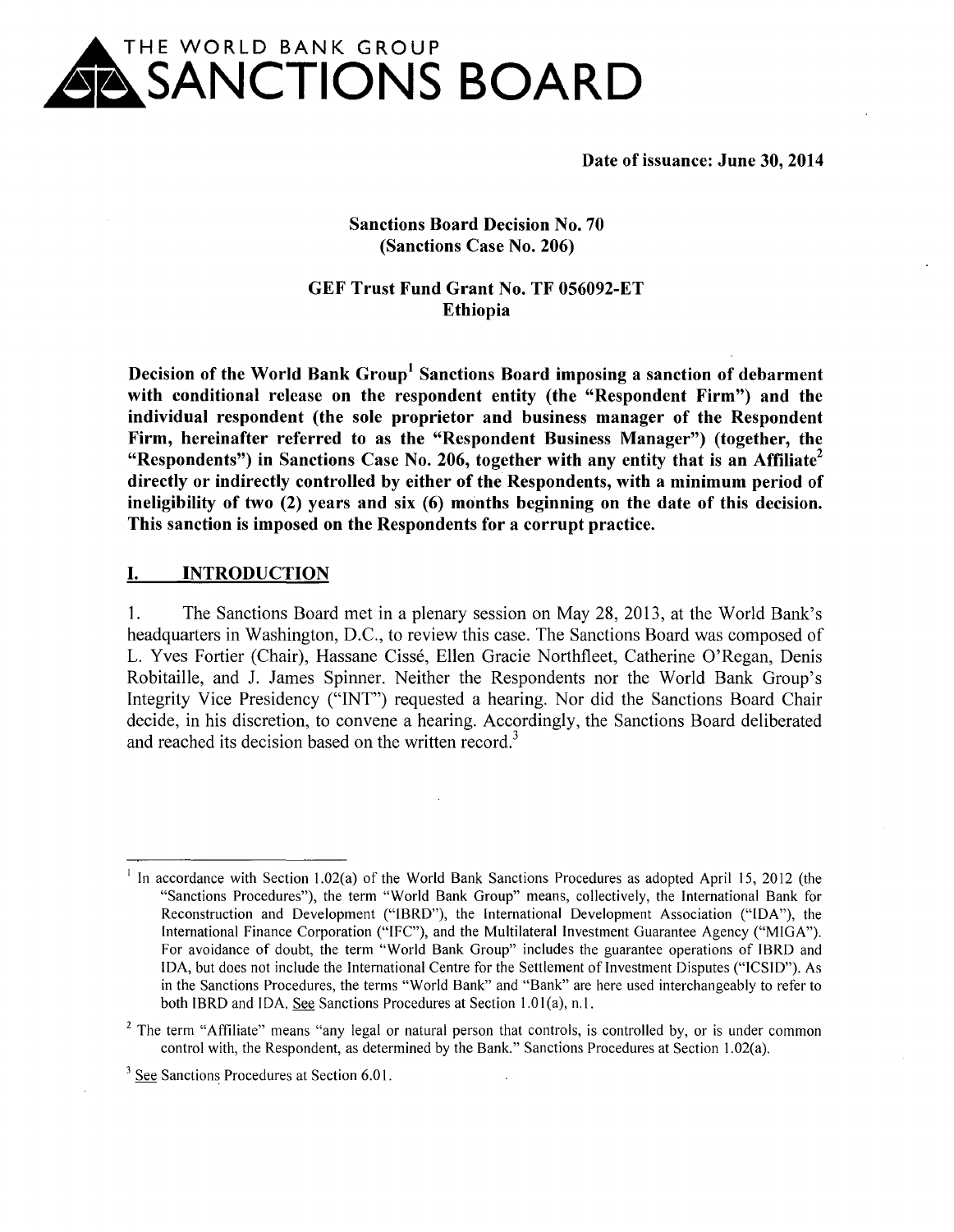# THE WORLD BANK GROUP SANCTIONS BOARD

**Date of issuance: June 30, 2014**

**Sanctions Board Decision No. 70**
**(Sanctions Case No. 206)**

**GEF Trust Fund Grant No. TF 056092-ET**
**Ethiopia**

**Decision of the World Bank Group[1] Sanctions Board imposing a sanction of debarment with conditional release on the respondent entity (the "Respondent Firm") and the individual respondent (the sole proprietor and business manager of the Respondent Firm, hereinafter referred to as the "Respondent Business Manager") (together, the "Respondents") in Sanctions Case No. 206, together with any entity that is an Affiliate[2] directly or indirectly controlled by either of the Respondents, with a minimum period of ineligibility of two (2) years and six (6) months beginning on the date of this decision. This sanction is imposed on the Respondents for a corrupt practice.**

## I. INTRODUCTION

1. The Sanctions Board met in a plenary session on May 28, 2013, at the World Bank's headquarters in Washington, D.C., to review this case. The Sanctions Board was composed of L. Yves Fortier (Chair), Hassane Cissé, Ellen Gracie Northfleet, Catherine O'Regan, Denis Robitaille, and J. James Spinner. Neither the Respondents nor the World Bank Group's Integrity Vice Presidency ("INT") requested a hearing. Nor did the Sanctions Board Chair decide, in his discretion, to convene a hearing. Accordingly, the Sanctions Board deliberated and reached its decision based on the written record.[3]

---

[1] In accordance with Section 1.02(a) of the World Bank Sanctions Procedures as adopted April 15, 2012 (the "Sanctions Procedures"), the term "World Bank Group" means, collectively, the International Bank for Reconstruction and Development ("IBRD"), the International Development Association ("IDA"), the International Finance Corporation ("IFC"), and the Multilateral Investment Guarantee Agency ("MIGA"). For avoidance of doubt, the term "World Bank Group" includes the guarantee operations of IBRD and IDA, but does not include the International Centre for the Settlement of Investment Disputes ("ICSID"). As in the Sanctions Procedures, the terms "World Bank" and "Bank" are here used interchangeably to refer to both IBRD and IDA. See Sanctions Procedures at Section 1.01(a), n.1.

[2] The term "Affiliate" means "any legal or natural person that controls, is controlled by, or is under common control with, the Respondent, as determined by the Bank." Sanctions Procedures at Section 1.02(a).

[3] See Sanctions Procedures at Section 6.01.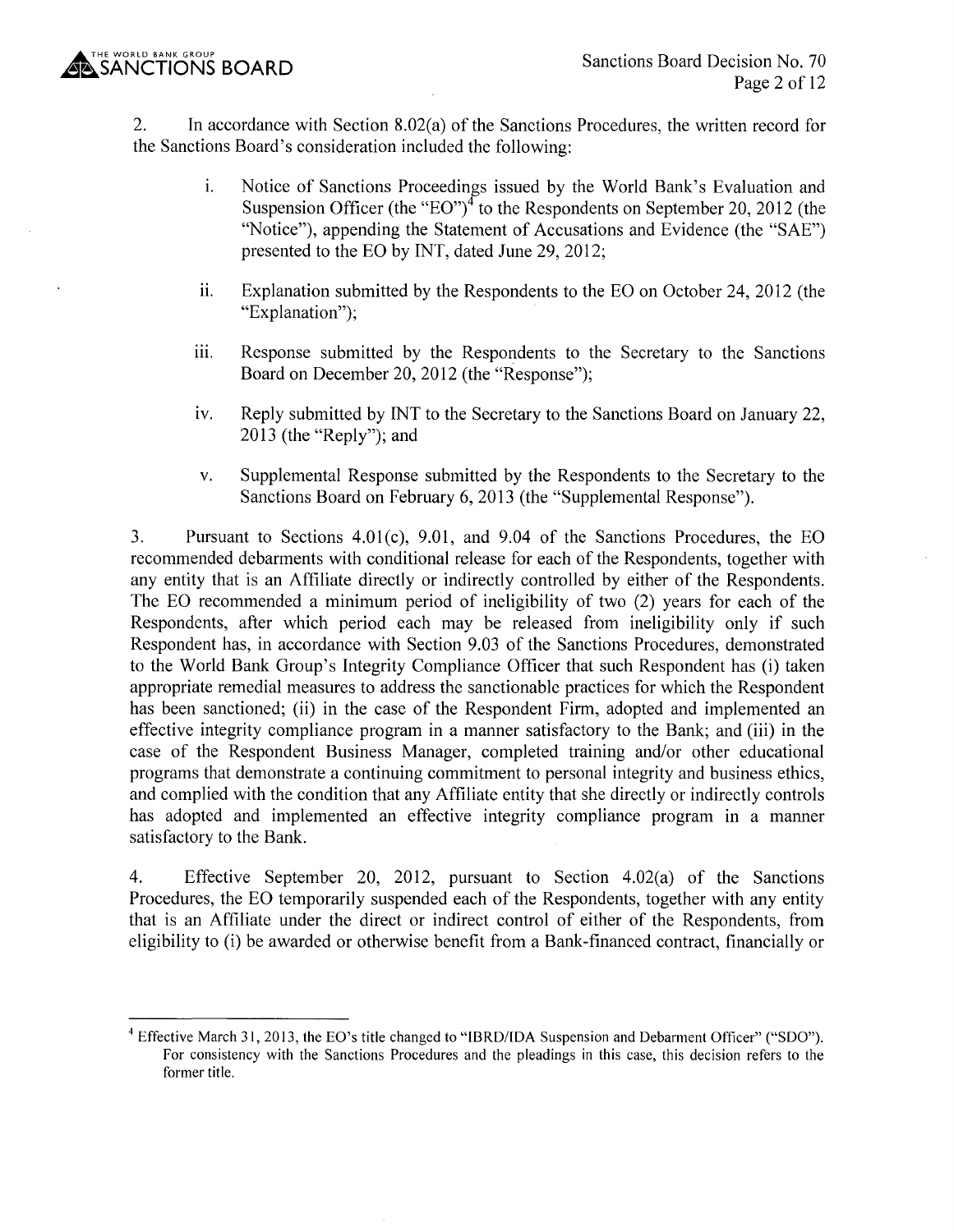2. In accordance with Section 8.02(a) of the Sanctions Procedures, the written record for the Sanctions Board's consideration included the following:

   i. Notice of Sanctions Proceedings issued by the World Bank's Evaluation and Suspension Officer (the "EO")[4] to the Respondents on September 20, 2012 (the "Notice"), appending the Statement of Accusations and Evidence (the "SAE") presented to the EO by INT, dated June 29, 2012;

   ii. Explanation submitted by the Respondents to the EO on October 24, 2012 (the "Explanation");

   iii. Response submitted by the Respondents to the Secretary to the Sanctions Board on December 20, 2012 (the "Response");

   iv. Reply submitted by INT to the Secretary to the Sanctions Board on January 22, 2013 (the "Reply"); and

   v. Supplemental Response submitted by the Respondents to the Secretary to the Sanctions Board on February 6, 2013 (the "Supplemental Response").

3. Pursuant to Sections 4.01(c), 9.01, and 9.04 of the Sanctions Procedures, the EO recommended debarments with conditional release for each of the Respondents, together with any entity that is an Affiliate directly or indirectly controlled by either of the Respondents. The EO recommended a minimum period of ineligibility of two (2) years for each of the Respondents, after which period each may be released from ineligibility only if such Respondent has, in accordance with Section 9.03 of the Sanctions Procedures, demonstrated to the World Bank Group's Integrity Compliance Officer that such Respondent has (i) taken appropriate remedial measures to address the sanctionable practices for which the Respondent has been sanctioned; (ii) in the case of the Respondent Firm, adopted and implemented an effective integrity compliance program in a manner satisfactory to the Bank; and (iii) in the case of the Respondent Business Manager, completed training and/or other educational programs that demonstrate a continuing commitment to personal integrity and business ethics, and complied with the condition that any Affiliate entity that she directly or indirectly controls has adopted and implemented an effective integrity compliance program in a manner satisfactory to the Bank.

4. Effective September 20, 2012, pursuant to Section 4.02(a) of the Sanctions Procedures, the EO temporarily suspended each of the Respondents, together with any entity that is an Affiliate under the direct or indirect control of either of the Respondents, from eligibility to (i) be awarded or otherwise benefit from a Bank-financed contract, financially or

---

[4] Effective March 31, 2013, the EO's title changed to "IBRD/IDA Suspension and Debarment Officer" ("SDO"). For consistency with the Sanctions Procedures and the pleadings in this case, this decision refers to the former title.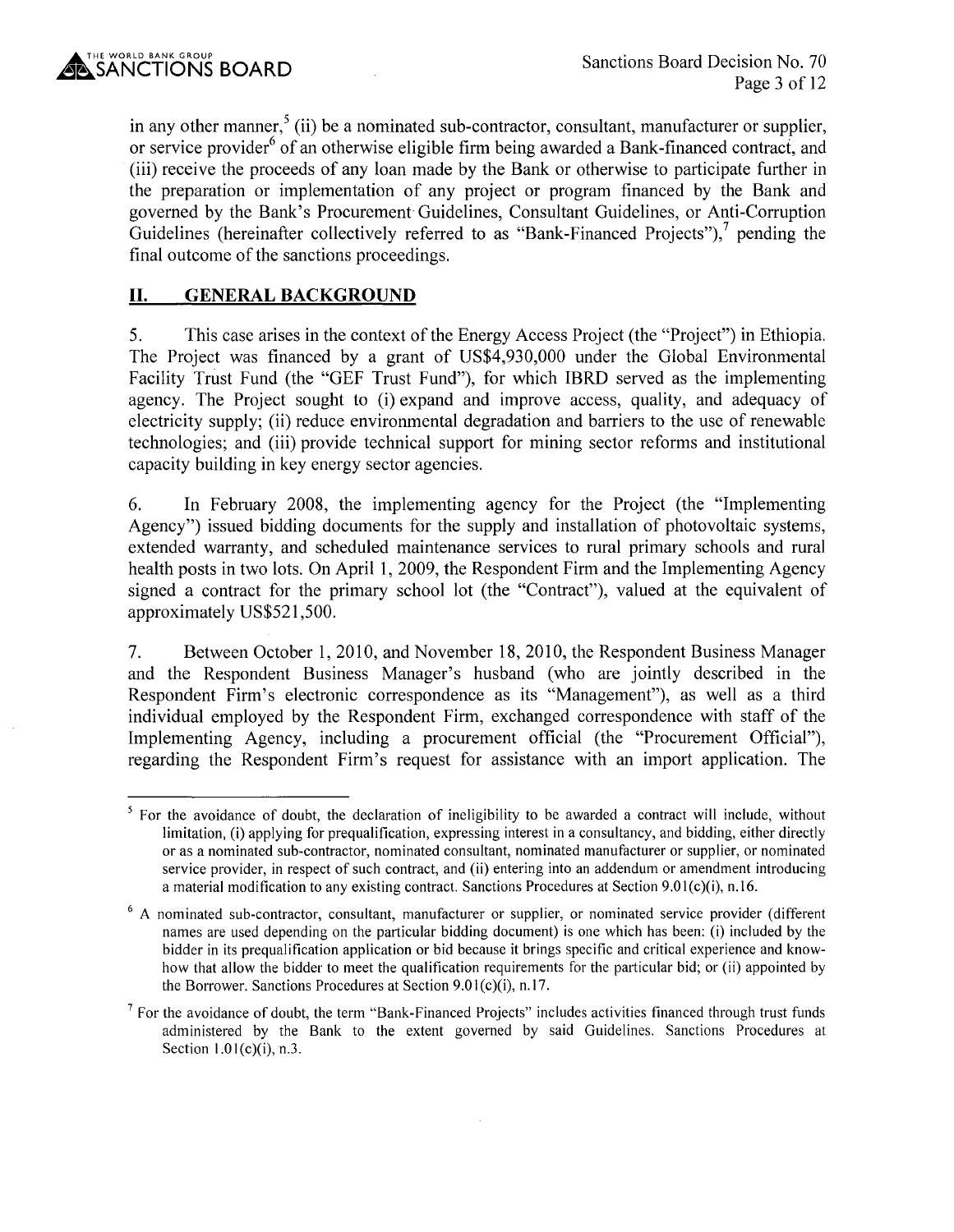in any other manner,[5] (ii) be a nominated sub-contractor, consultant, manufacturer or supplier, or service provider[6] of an otherwise eligible firm being awarded a Bank-financed contract, and (iii) receive the proceeds of any loan made by the Bank or otherwise to participate further in the preparation or implementation of any project or program financed by the Bank and governed by the Bank's Procurement Guidelines, Consultant Guidelines, or Anti-Corruption Guidelines (hereinafter collectively referred to as "Bank-Financed Projects"),[7] pending the final outcome of the sanctions proceedings.

## II. GENERAL BACKGROUND

5. This case arises in the context of the Energy Access Project (the "Project") in Ethiopia. The Project was financed by a grant of US$4,930,000 under the Global Environmental Facility Trust Fund (the "GEF Trust Fund"), for which IBRD served as the implementing agency. The Project sought to (i) expand and improve access, quality, and adequacy of electricity supply; (ii) reduce environmental degradation and barriers to the use of renewable technologies; and (iii) provide technical support for mining sector reforms and institutional capacity building in key energy sector agencies.

6. In February 2008, the implementing agency for the Project (the "Implementing Agency") issued bidding documents for the supply and installation of photovoltaic systems, extended warranty, and scheduled maintenance services to rural primary schools and rural health posts in two lots. On April 1, 2009, the Respondent Firm and the Implementing Agency signed a contract for the primary school lot (the "Contract"), valued at the equivalent of approximately US$521,500.

7. Between October 1, 2010, and November 18, 2010, the Respondent Business Manager and the Respondent Business Manager's husband (who are jointly described in the Respondent Firm's electronic correspondence as its "Management"), as well as a third individual employed by the Respondent Firm, exchanged correspondence with staff of the Implementing Agency, including a procurement official (the "Procurement Official"), regarding the Respondent Firm's request for assistance with an import application. The

[5] For the avoidance of doubt, the declaration of ineligibility to be awarded a contract will include, without limitation, (i) applying for prequalification, expressing interest in a consultancy, and bidding, either directly or as a nominated sub-contractor, nominated consultant, nominated manufacturer or supplier, or nominated service provider, in respect of such contract, and (ii) entering into an addendum or amendment introducing a material modification to any existing contract. Sanctions Procedures at Section 9.01(c)(i), n.16.

[6] A nominated sub-contractor, consultant, manufacturer or supplier, or nominated service provider (different names are used depending on the particular bidding document) is one which has been: (i) included by the bidder in its prequalification application or bid because it brings specific and critical experience and know-how that allow the bidder to meet the qualification requirements for the particular bid; or (ii) appointed by the Borrower. Sanctions Procedures at Section 9.01(c)(i), n.17.

[7] For the avoidance of doubt, the term "Bank-Financed Projects" includes activities financed through trust funds administered by the Bank to the extent governed by said Guidelines. Sanctions Procedures at Section 1.01(c)(i), n.3.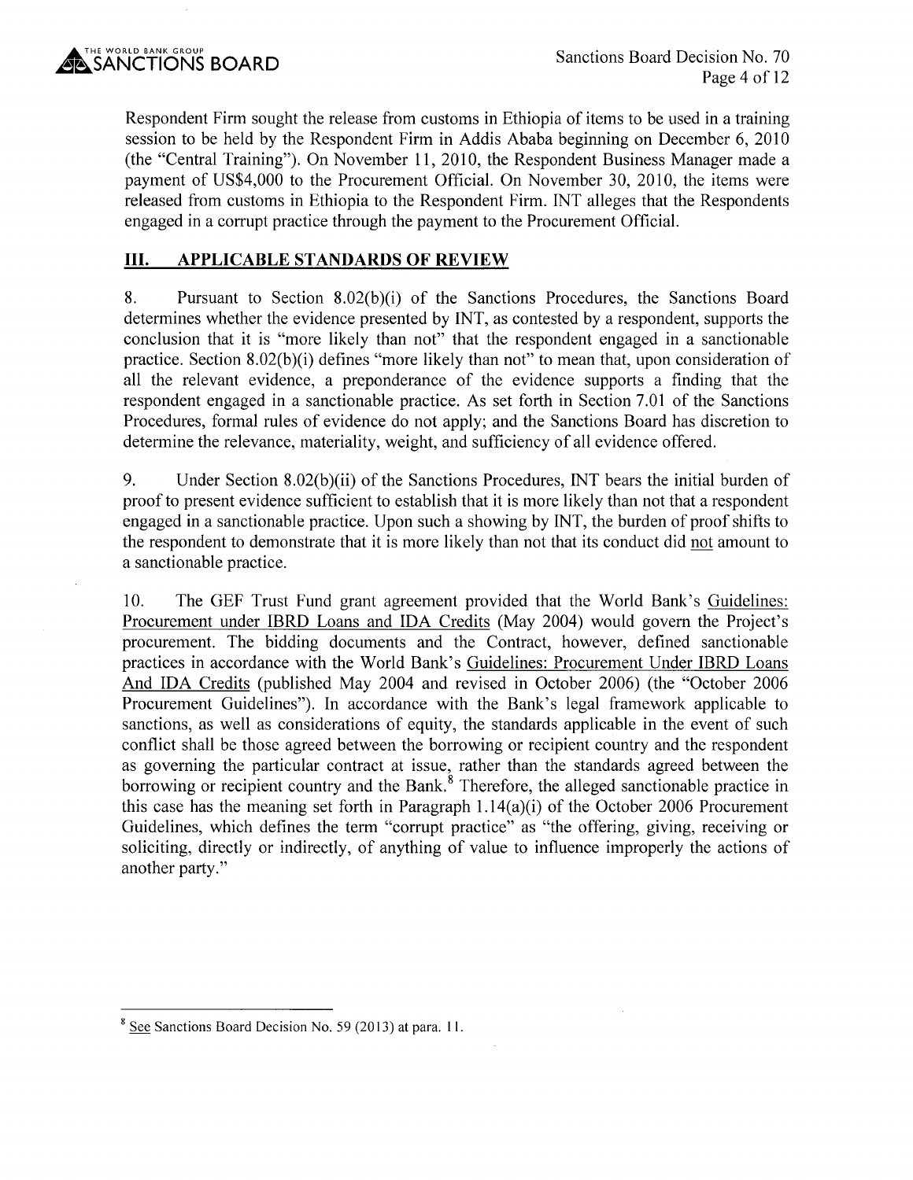Respondent Firm sought the release from customs in Ethiopia of items to be used in a training session to be held by the Respondent Firm in Addis Ababa beginning on December 6, 2010 (the "Central Training"). On November 11, 2010, the Respondent Business Manager made a payment of US$4,000 to the Procurement Official. On November 30, 2010, the items were released from customs in Ethiopia to the Respondent Firm. INT alleges that the Respondents engaged in a corrupt practice through the payment to the Procurement Official.

## III. APPLICABLE STANDARDS OF REVIEW

8. Pursuant to Section 8.02(b)(i) of the Sanctions Procedures, the Sanctions Board determines whether the evidence presented by INT, as contested by a respondent, supports the conclusion that it is "more likely than not" that the respondent engaged in a sanctionable practice. Section 8.02(b)(i) defines "more likely than not" to mean that, upon consideration of all the relevant evidence, a preponderance of the evidence supports a finding that the respondent engaged in a sanctionable practice. As set forth in Section 7.01 of the Sanctions Procedures, formal rules of evidence do not apply; and the Sanctions Board has discretion to determine the relevance, materiality, weight, and sufficiency of all evidence offered.

9. Under Section 8.02(b)(ii) of the Sanctions Procedures, INT bears the initial burden of proof to present evidence sufficient to establish that it is more likely than not that a respondent engaged in a sanctionable practice. Upon such a showing by INT, the burden of proof shifts to the respondent to demonstrate that it is more likely than not that its conduct did not amount to a sanctionable practice.

10. The GEF Trust Fund grant agreement provided that the World Bank's Guidelines: Procurement under IBRD Loans and IDA Credits (May 2004) would govern the Project's procurement. The bidding documents and the Contract, however, defined sanctionable practices in accordance with the World Bank's Guidelines: Procurement Under IBRD Loans And IDA Credits (published May 2004 and revised in October 2006) (the "October 2006 Procurement Guidelines"). In accordance with the Bank's legal framework applicable to sanctions, as well as considerations of equity, the standards applicable in the event of such conflict shall be those agreed between the borrowing or recipient country and the respondent as governing the particular contract at issue, rather than the standards agreed between the borrowing or recipient country and the Bank.[8] Therefore, the alleged sanctionable practice in this case has the meaning set forth in Paragraph 1.14(a)(i) of the October 2006 Procurement Guidelines, which defines the term "corrupt practice" as "the offering, giving, receiving or soliciting, directly or indirectly, of anything of value to influence improperly the actions of another party."

---

[8] See Sanctions Board Decision No. 59 (2013) at para. 11.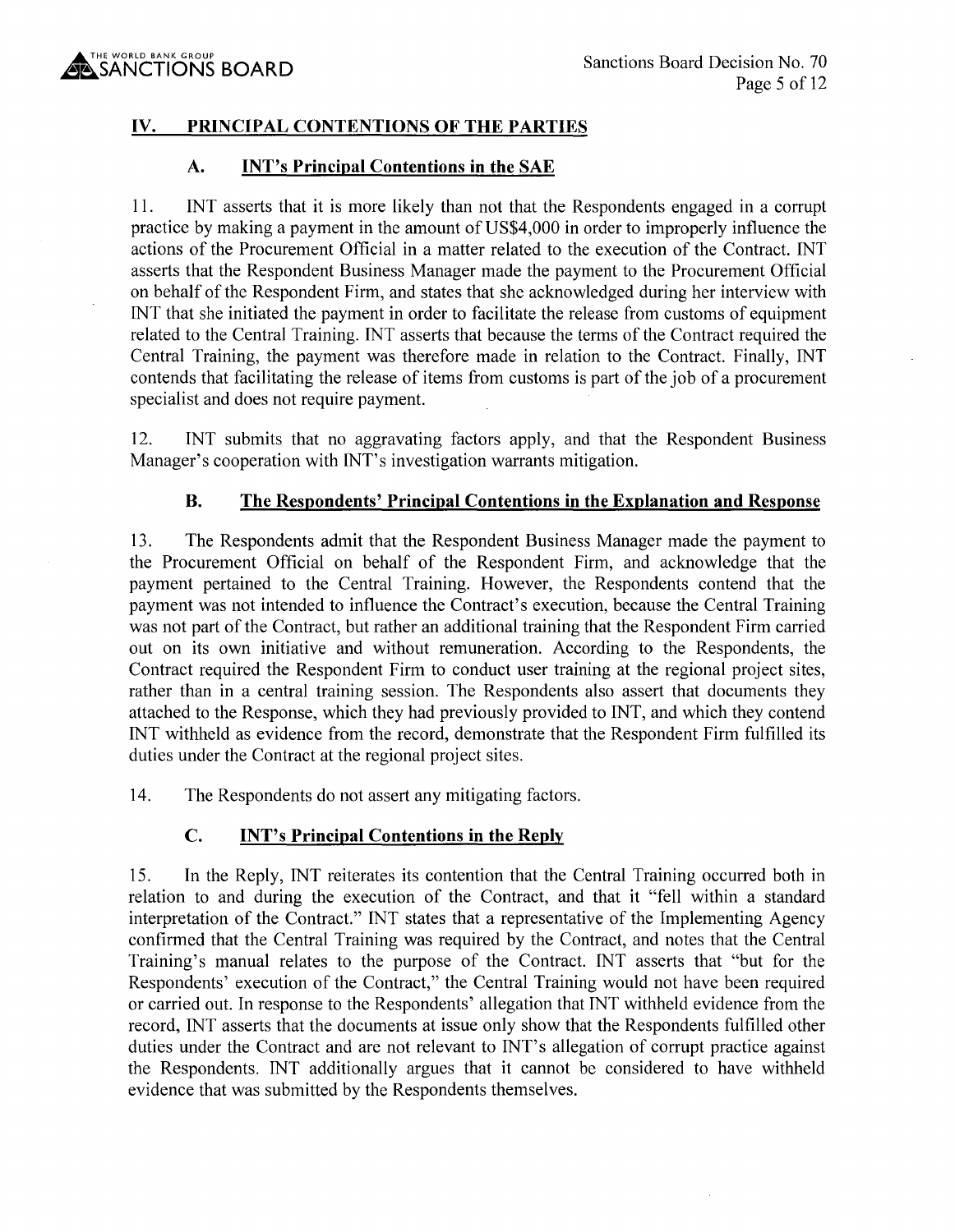## IV. PRINCIPAL CONTENTIONS OF THE PARTIES

### A. INT's Principal Contentions in the SAE

11. INT asserts that it is more likely than not that the Respondents engaged in a corrupt practice by making a payment in the amount of US$4,000 in order to improperly influence the actions of the Procurement Official in a matter related to the execution of the Contract. INT asserts that the Respondent Business Manager made the payment to the Procurement Official on behalf of the Respondent Firm, and states that she acknowledged during her interview with INT that she initiated the payment in order to facilitate the release from customs of equipment related to the Central Training. INT asserts that because the terms of the Contract required the Central Training, the payment was therefore made in relation to the Contract. Finally, INT contends that facilitating the release of items from customs is part of the job of a procurement specialist and does not require payment.

12. INT submits that no aggravating factors apply, and that the Respondent Business Manager's cooperation with INT's investigation warrants mitigation.

### B. The Respondents' Principal Contentions in the Explanation and Response

13. The Respondents admit that the Respondent Business Manager made the payment to the Procurement Official on behalf of the Respondent Firm, and acknowledge that the payment pertained to the Central Training. However, the Respondents contend that the payment was not intended to influence the Contract's execution, because the Central Training was not part of the Contract, but rather an additional training that the Respondent Firm carried out on its own initiative and without remuneration. According to the Respondents, the Contract required the Respondent Firm to conduct user training at the regional project sites, rather than in a central training session. The Respondents also assert that documents they attached to the Response, which they had previously provided to INT, and which they contend INT withheld as evidence from the record, demonstrate that the Respondent Firm fulfilled its duties under the Contract at the regional project sites.

14. The Respondents do not assert any mitigating factors.

### C. INT's Principal Contentions in the Reply

15. In the Reply, INT reiterates its contention that the Central Training occurred both in relation to and during the execution of the Contract, and that it "fell within a standard interpretation of the Contract." INT states that a representative of the Implementing Agency confirmed that the Central Training was required by the Contract, and notes that the Central Training's manual relates to the purpose of the Contract. INT asserts that "but for the Respondents' execution of the Contract," the Central Training would not have been required or carried out. In response to the Respondents' allegation that INT withheld evidence from the record, INT asserts that the documents at issue only show that the Respondents fulfilled other duties under the Contract and are not relevant to INT's allegation of corrupt practice against the Respondents. INT additionally argues that it cannot be considered to have withheld evidence that was submitted by the Respondents themselves.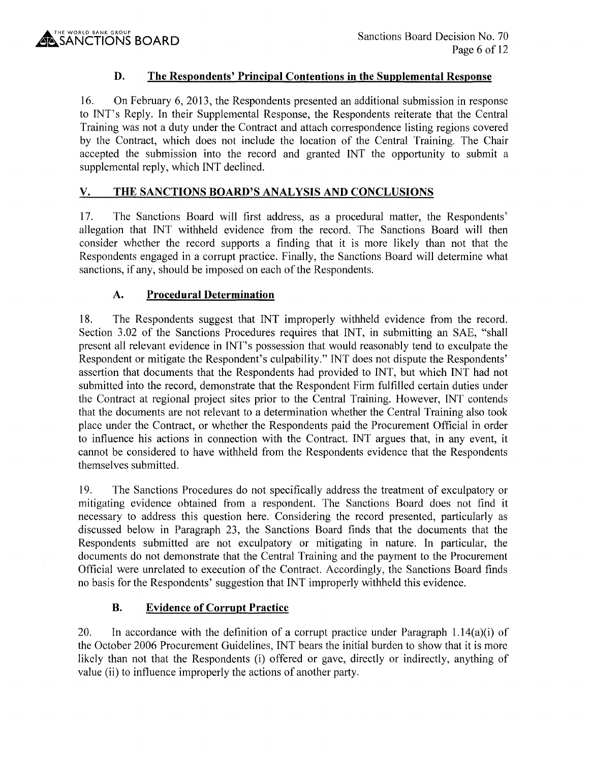### D. The Respondents' Principal Contentions in the Supplemental Response

16. On February 6, 2013, the Respondents presented an additional submission in response to INT's Reply. In their Supplemental Response, the Respondents reiterate that the Central Training was not a duty under the Contract and attach correspondence listing regions covered by the Contract, which does not include the location of the Central Training. The Chair accepted the submission into the record and granted INT the opportunity to submit a supplemental reply, which INT declined.

## V. THE SANCTIONS BOARD'S ANALYSIS AND CONCLUSIONS

17. The Sanctions Board will first address, as a procedural matter, the Respondents' allegation that INT withheld evidence from the record. The Sanctions Board will then consider whether the record supports a finding that it is more likely than not that the Respondents engaged in a corrupt practice. Finally, the Sanctions Board will determine what sanctions, if any, should be imposed on each of the Respondents.

### A. Procedural Determination

18. The Respondents suggest that INT improperly withheld evidence from the record. Section 3.02 of the Sanctions Procedures requires that INT, in submitting an SAE, "shall present all relevant evidence in INT's possession that would reasonably tend to exculpate the Respondent or mitigate the Respondent's culpability." INT does not dispute the Respondents' assertion that documents that the Respondents had provided to INT, but which INT had not submitted into the record, demonstrate that the Respondent Firm fulfilled certain duties under the Contract at regional project sites prior to the Central Training. However, INT contends that the documents are not relevant to a determination whether the Central Training also took place under the Contract, or whether the Respondents paid the Procurement Official in order to influence his actions in connection with the Contract. INT argues that, in any event, it cannot be considered to have withheld from the Respondents evidence that the Respondents themselves submitted.

19. The Sanctions Procedures do not specifically address the treatment of exculpatory or mitigating evidence obtained from a respondent. The Sanctions Board does not find it necessary to address this question here. Considering the record presented, particularly as discussed below in Paragraph 23, the Sanctions Board finds that the documents that the Respondents submitted are not exculpatory or mitigating in nature. In particular, the documents do not demonstrate that the Central Training and the payment to the Procurement Official were unrelated to execution of the Contract. Accordingly, the Sanctions Board finds no basis for the Respondents' suggestion that INT improperly withheld this evidence.

### B. Evidence of Corrupt Practice

20. In accordance with the definition of a corrupt practice under Paragraph 1.14(a)(i) of the October 2006 Procurement Guidelines, INT bears the initial burden to show that it is more likely than not that the Respondents (i) offered or gave, directly or indirectly, anything of value (ii) to influence improperly the actions of another party.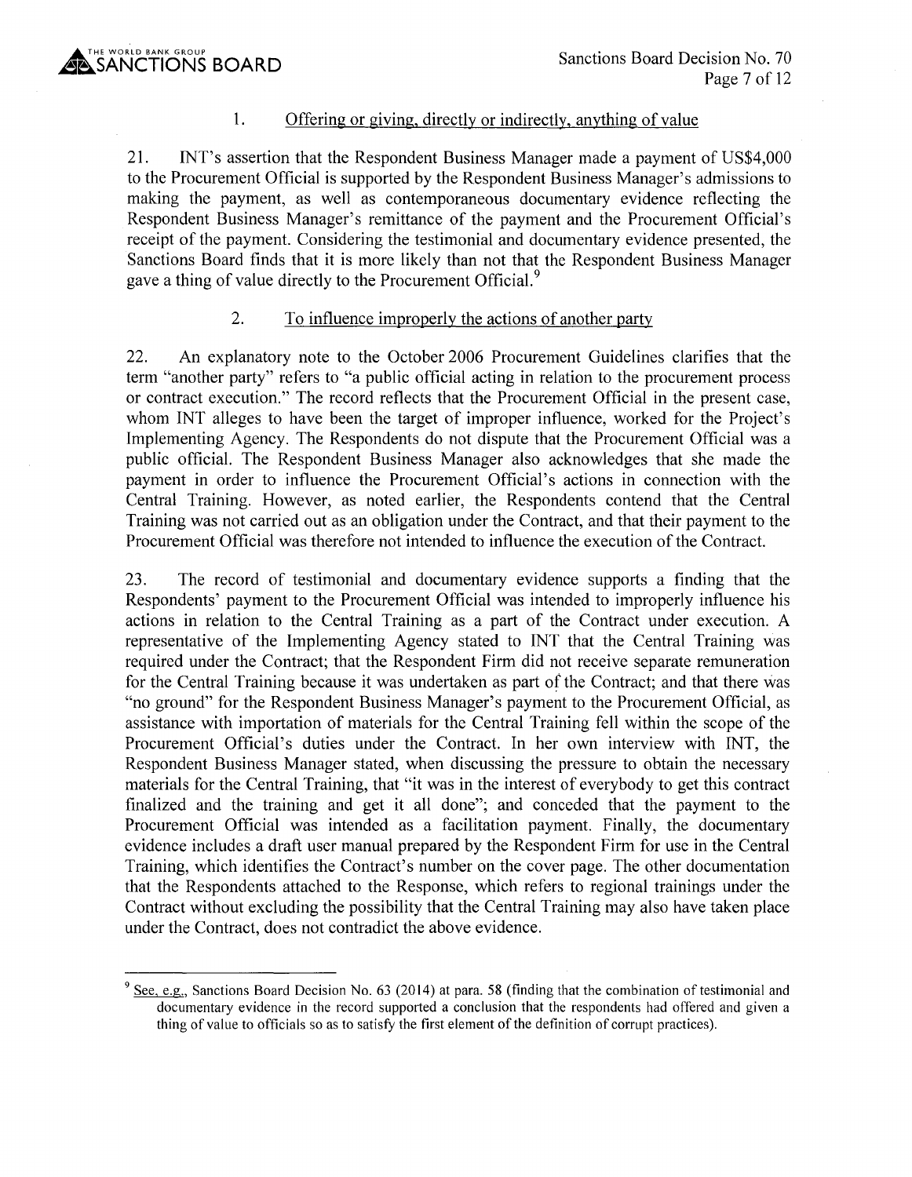1. Offering or giving, directly or indirectly, anything of value

21. INT's assertion that the Respondent Business Manager made a payment of US$4,000 to the Procurement Official is supported by the Respondent Business Manager's admissions to making the payment, as well as contemporaneous documentary evidence reflecting the Respondent Business Manager's remittance of the payment and the Procurement Official's receipt of the payment. Considering the testimonial and documentary evidence presented, the Sanctions Board finds that it is more likely than not that the Respondent Business Manager gave a thing of value directly to the Procurement Official.[9]

2. To influence improperly the actions of another party

22. An explanatory note to the October 2006 Procurement Guidelines clarifies that the term "another party" refers to "a public official acting in relation to the procurement process or contract execution." The record reflects that the Procurement Official in the present case, whom INT alleges to have been the target of improper influence, worked for the Project's Implementing Agency. The Respondents do not dispute that the Procurement Official was a public official. The Respondent Business Manager also acknowledges that she made the payment in order to influence the Procurement Official's actions in connection with the Central Training. However, as noted earlier, the Respondents contend that the Central Training was not carried out as an obligation under the Contract, and that their payment to the Procurement Official was therefore not intended to influence the execution of the Contract.

23. The record of testimonial and documentary evidence supports a finding that the Respondents' payment to the Procurement Official was intended to improperly influence his actions in relation to the Central Training as a part of the Contract under execution. A representative of the Implementing Agency stated to INT that the Central Training was required under the Contract; that the Respondent Firm did not receive separate remuneration for the Central Training because it was undertaken as part of the Contract; and that there was "no ground" for the Respondent Business Manager's payment to the Procurement Official, as assistance with importation of materials for the Central Training fell within the scope of the Procurement Official's duties under the Contract. In her own interview with INT, the Respondent Business Manager stated, when discussing the pressure to obtain the necessary materials for the Central Training, that "it was in the interest of everybody to get this contract finalized and the training and get it all done"; and conceded that the payment to the Procurement Official was intended as a facilitation payment. Finally, the documentary evidence includes a draft user manual prepared by the Respondent Firm for use in the Central Training, which identifies the Contract's number on the cover page. The other documentation that the Respondents attached to the Response, which refers to regional trainings under the Contract without excluding the possibility that the Central Training may also have taken place under the Contract, does not contradict the above evidence.

---

[9] See, e.g., Sanctions Board Decision No. 63 (2014) at para. 58 (finding that the combination of testimonial and documentary evidence in the record supported a conclusion that the respondents had offered and given a thing of value to officials so as to satisfy the first element of the definition of corrupt practices).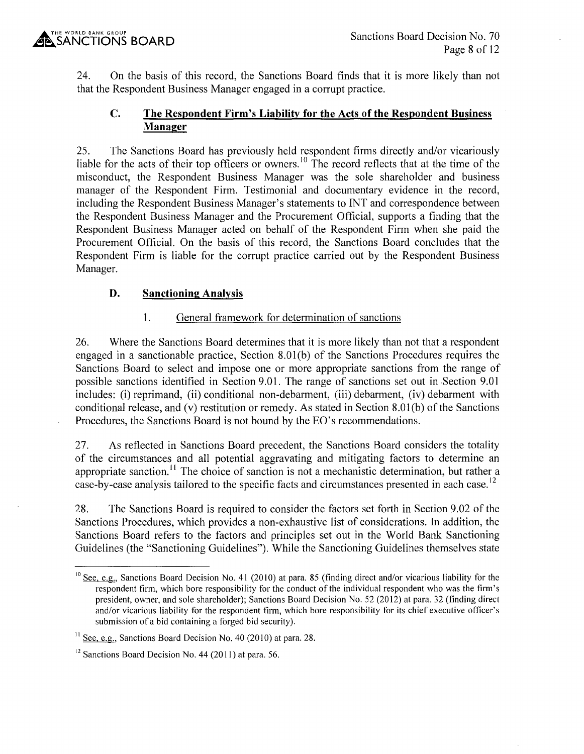24. On the basis of this record, the Sanctions Board finds that it is more likely than not that the Respondent Business Manager engaged in a corrupt practice.

### C. The Respondent Firm's Liability for the Acts of the Respondent Business Manager

25. The Sanctions Board has previously held respondent firms directly and/or vicariously liable for the acts of their top officers or owners.[10] The record reflects that at the time of the misconduct, the Respondent Business Manager was the sole shareholder and business manager of the Respondent Firm. Testimonial and documentary evidence in the record, including the Respondent Business Manager's statements to INT and correspondence between the Respondent Business Manager and the Procurement Official, supports a finding that the Respondent Business Manager acted on behalf of the Respondent Firm when she paid the Procurement Official. On the basis of this record, the Sanctions Board concludes that the Respondent Firm is liable for the corrupt practice carried out by the Respondent Business Manager.

### D. Sanctioning Analysis

#### 1. General framework for determination of sanctions

26. Where the Sanctions Board determines that it is more likely than not that a respondent engaged in a sanctionable practice, Section 8.01(b) of the Sanctions Procedures requires the Sanctions Board to select and impose one or more appropriate sanctions from the range of possible sanctions identified in Section 9.01. The range of sanctions set out in Section 9.01 includes: (i) reprimand, (ii) conditional non-debarment, (iii) debarment, (iv) debarment with conditional release, and (v) restitution or remedy. As stated in Section 8.01(b) of the Sanctions Procedures, the Sanctions Board is not bound by the EO's recommendations.

27. As reflected in Sanctions Board precedent, the Sanctions Board considers the totality of the circumstances and all potential aggravating and mitigating factors to determine an appropriate sanction.[11] The choice of sanction is not a mechanistic determination, but rather a case-by-case analysis tailored to the specific facts and circumstances presented in each case.[12]

28. The Sanctions Board is required to consider the factors set forth in Section 9.02 of the Sanctions Procedures, which provides a non-exhaustive list of considerations. In addition, the Sanctions Board refers to the factors and principles set out in the World Bank Sanctioning Guidelines (the "Sanctioning Guidelines"). While the Sanctioning Guidelines themselves state

---

[10] See, e.g., Sanctions Board Decision No. 41 (2010) at para. 85 (finding direct and/or vicarious liability for the respondent firm, which bore responsibility for the conduct of the individual respondent who was the firm's president, owner, and sole shareholder); Sanctions Board Decision No. 52 (2012) at para. 32 (finding direct and/or vicarious liability for the respondent firm, which bore responsibility for its chief executive officer's submission of a bid containing a forged bid security).

[11] See, e.g., Sanctions Board Decision No. 40 (2010) at para. 28.

[12] Sanctions Board Decision No. 44 (2011) at para. 56.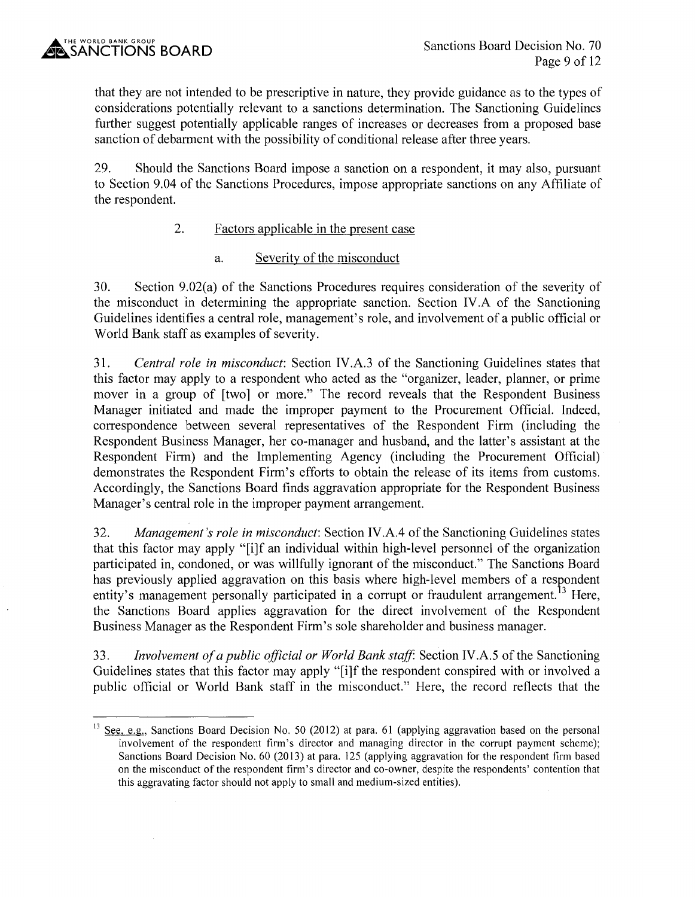that they are not intended to be prescriptive in nature, they provide guidance as to the types of considerations potentially relevant to a sanctions determination. The Sanctioning Guidelines further suggest potentially applicable ranges of increases or decreases from a proposed base sanction of debarment with the possibility of conditional release after three years.

29. Should the Sanctions Board impose a sanction on a respondent, it may also, pursuant to Section 9.04 of the Sanctions Procedures, impose appropriate sanctions on any Affiliate of the respondent.

### 2. Factors applicable in the present case

#### a. Severity of the misconduct

30. Section 9.02(a) of the Sanctions Procedures requires consideration of the severity of the misconduct in determining the appropriate sanction. Section IV.A of the Sanctioning Guidelines identifies a central role, management's role, and involvement of a public official or World Bank staff as examples of severity.

31. *Central role in misconduct*: Section IV.A.3 of the Sanctioning Guidelines states that this factor may apply to a respondent who acted as the "organizer, leader, planner, or prime mover in a group of [two] or more." The record reveals that the Respondent Business Manager initiated and made the improper payment to the Procurement Official. Indeed, correspondence between several representatives of the Respondent Firm (including the Respondent Business Manager, her co-manager and husband, and the latter's assistant at the Respondent Firm) and the Implementing Agency (including the Procurement Official) demonstrates the Respondent Firm's efforts to obtain the release of its items from customs. Accordingly, the Sanctions Board finds aggravation appropriate for the Respondent Business Manager's central role in the improper payment arrangement.

32. *Management's role in misconduct*: Section IV.A.4 of the Sanctioning Guidelines states that this factor may apply "[i]f an individual within high-level personnel of the organization participated in, condoned, or was willfully ignorant of the misconduct." The Sanctions Board has previously applied aggravation on this basis where high-level members of a respondent entity's management personally participated in a corrupt or fraudulent arrangement.[13] Here, the Sanctions Board applies aggravation for the direct involvement of the Respondent Business Manager as the Respondent Firm's sole shareholder and business manager.

33. *Involvement of a public official or World Bank staff*: Section IV.A.5 of the Sanctioning Guidelines states that this factor may apply "[i]f the respondent conspired with or involved a public official or World Bank staff in the misconduct." Here, the record reflects that the

---

[13] See, e.g., Sanctions Board Decision No. 50 (2012) at para. 61 (applying aggravation based on the personal involvement of the respondent firm's director and managing director in the corrupt payment scheme); Sanctions Board Decision No. 60 (2013) at para. 125 (applying aggravation for the respondent firm based on the misconduct of the respondent firm's director and co-owner, despite the respondents' contention that this aggravating factor should not apply to small and medium-sized entities).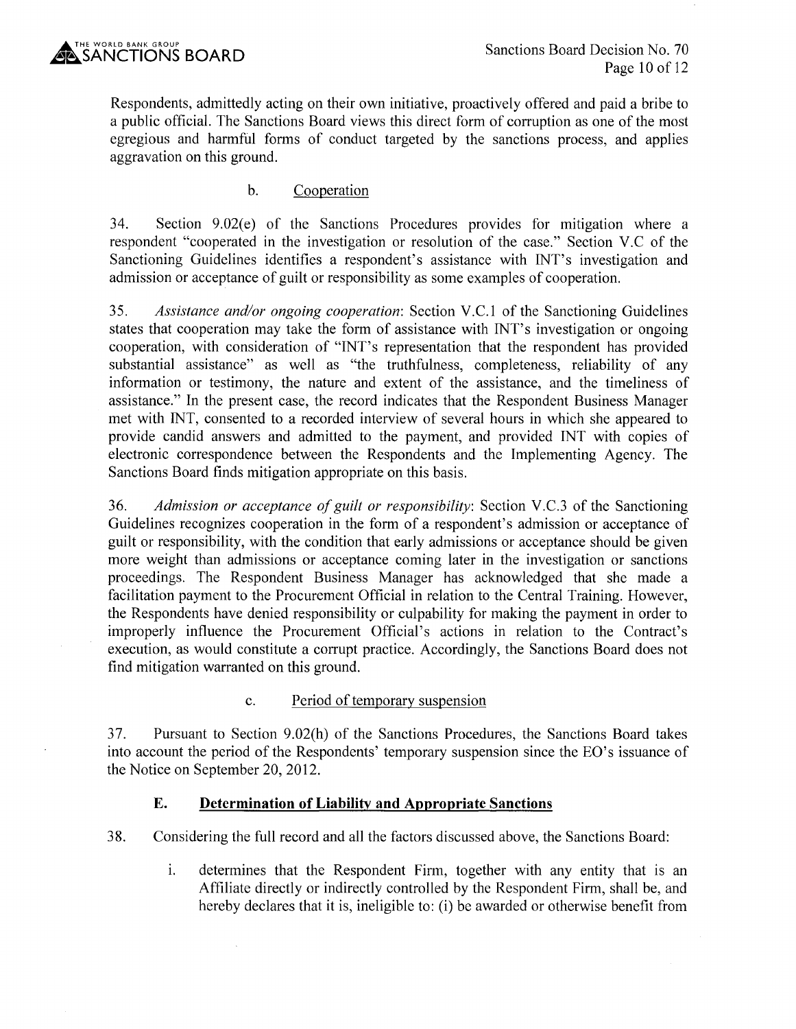Respondents, admittedly acting on their own initiative, proactively offered and paid a bribe to a public official. The Sanctions Board views this direct form of corruption as one of the most egregious and harmful forms of conduct targeted by the sanctions process, and applies aggravation on this ground.

b. Cooperation

34. Section 9.02(e) of the Sanctions Procedures provides for mitigation where a respondent "cooperated in the investigation or resolution of the case." Section V.C of the Sanctioning Guidelines identifies a respondent's assistance with INT's investigation and admission or acceptance of guilt or responsibility as some examples of cooperation.

35. *Assistance and/or ongoing cooperation*: Section V.C.1 of the Sanctioning Guidelines states that cooperation may take the form of assistance with INT's investigation or ongoing cooperation, with consideration of "INT's representation that the respondent has provided substantial assistance" as well as "the truthfulness, completeness, reliability of any information or testimony, the nature and extent of the assistance, and the timeliness of assistance." In the present case, the record indicates that the Respondent Business Manager met with INT, consented to a recorded interview of several hours in which she appeared to provide candid answers and admitted to the payment, and provided INT with copies of electronic correspondence between the Respondents and the Implementing Agency. The Sanctions Board finds mitigation appropriate on this basis.

36. *Admission or acceptance of guilt or responsibility*: Section V.C.3 of the Sanctioning Guidelines recognizes cooperation in the form of a respondent's admission or acceptance of guilt or responsibility, with the condition that early admissions or acceptance should be given more weight than admissions or acceptance coming later in the investigation or sanctions proceedings. The Respondent Business Manager has acknowledged that she made a facilitation payment to the Procurement Official in relation to the Central Training. However, the Respondents have denied responsibility or culpability for making the payment in order to improperly influence the Procurement Official's actions in relation to the Contract's execution, as would constitute a corrupt practice. Accordingly, the Sanctions Board does not find mitigation warranted on this ground.

c. Period of temporary suspension

37. Pursuant to Section 9.02(h) of the Sanctions Procedures, the Sanctions Board takes into account the period of the Respondents' temporary suspension since the EO's issuance of the Notice on September 20, 2012.

### E. Determination of Liability and Appropriate Sanctions

38. Considering the full record and all the factors discussed above, the Sanctions Board:

i. determines that the Respondent Firm, together with any entity that is an Affiliate directly or indirectly controlled by the Respondent Firm, shall be, and hereby declares that it is, ineligible to: (i) be awarded or otherwise benefit from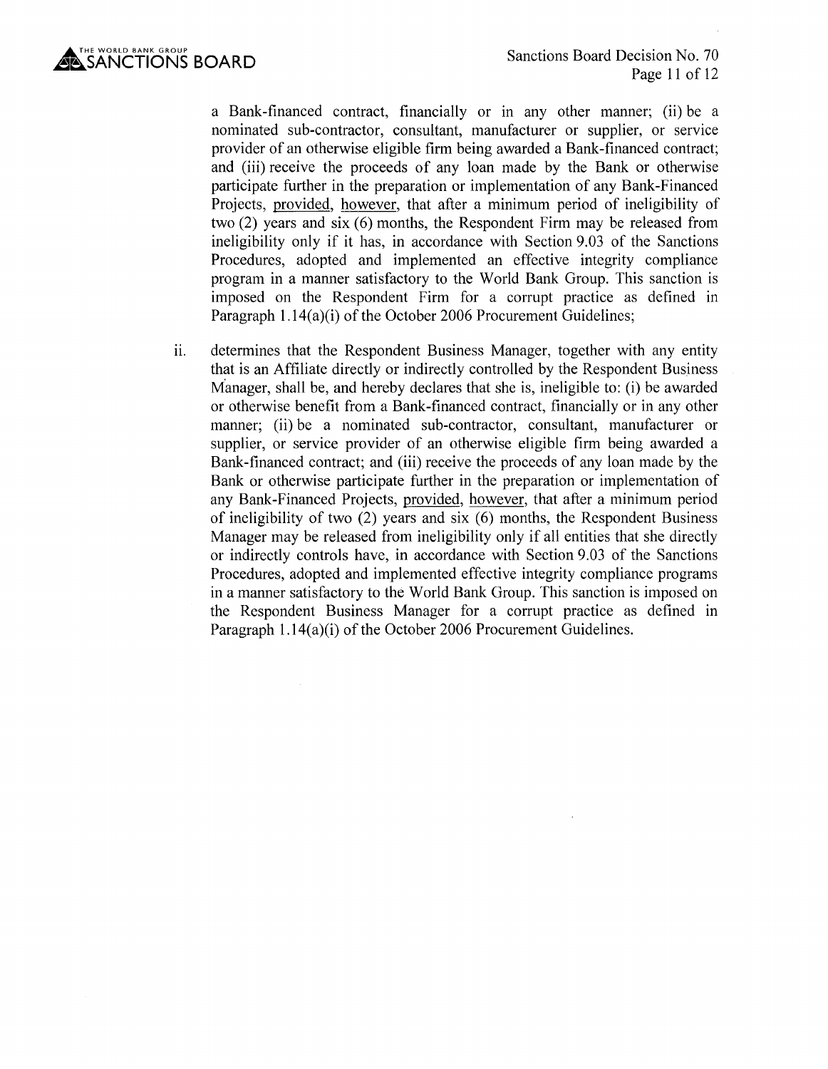a Bank-financed contract, financially or in any other manner; (ii) be a nominated sub-contractor, consultant, manufacturer or supplier, or service provider of an otherwise eligible firm being awarded a Bank-financed contract; and (iii) receive the proceeds of any loan made by the Bank or otherwise participate further in the preparation or implementation of any Bank-Financed Projects, provided, however, that after a minimum period of ineligibility of two (2) years and six (6) months, the Respondent Firm may be released from ineligibility only if it has, in accordance with Section 9.03 of the Sanctions Procedures, adopted and implemented an effective integrity compliance program in a manner satisfactory to the World Bank Group. This sanction is imposed on the Respondent Firm for a corrupt practice as defined in Paragraph 1.14(a)(i) of the October 2006 Procurement Guidelines;

ii. determines that the Respondent Business Manager, together with any entity that is an Affiliate directly or indirectly controlled by the Respondent Business Manager, shall be, and hereby declares that she is, ineligible to: (i) be awarded or otherwise benefit from a Bank-financed contract, financially or in any other manner; (ii) be a nominated sub-contractor, consultant, manufacturer or supplier, or service provider of an otherwise eligible firm being awarded a Bank-financed contract; and (iii) receive the proceeds of any loan made by the Bank or otherwise participate further in the preparation or implementation of any Bank-Financed Projects, provided, however, that after a minimum period of ineligibility of two (2) years and six (6) months, the Respondent Business Manager may be released from ineligibility only if all entities that she directly or indirectly controls have, in accordance with Section 9.03 of the Sanctions Procedures, adopted and implemented effective integrity compliance programs in a manner satisfactory to the World Bank Group. This sanction is imposed on the Respondent Business Manager for a corrupt practice as defined in Paragraph 1.14(a)(i) of the October 2006 Procurement Guidelines.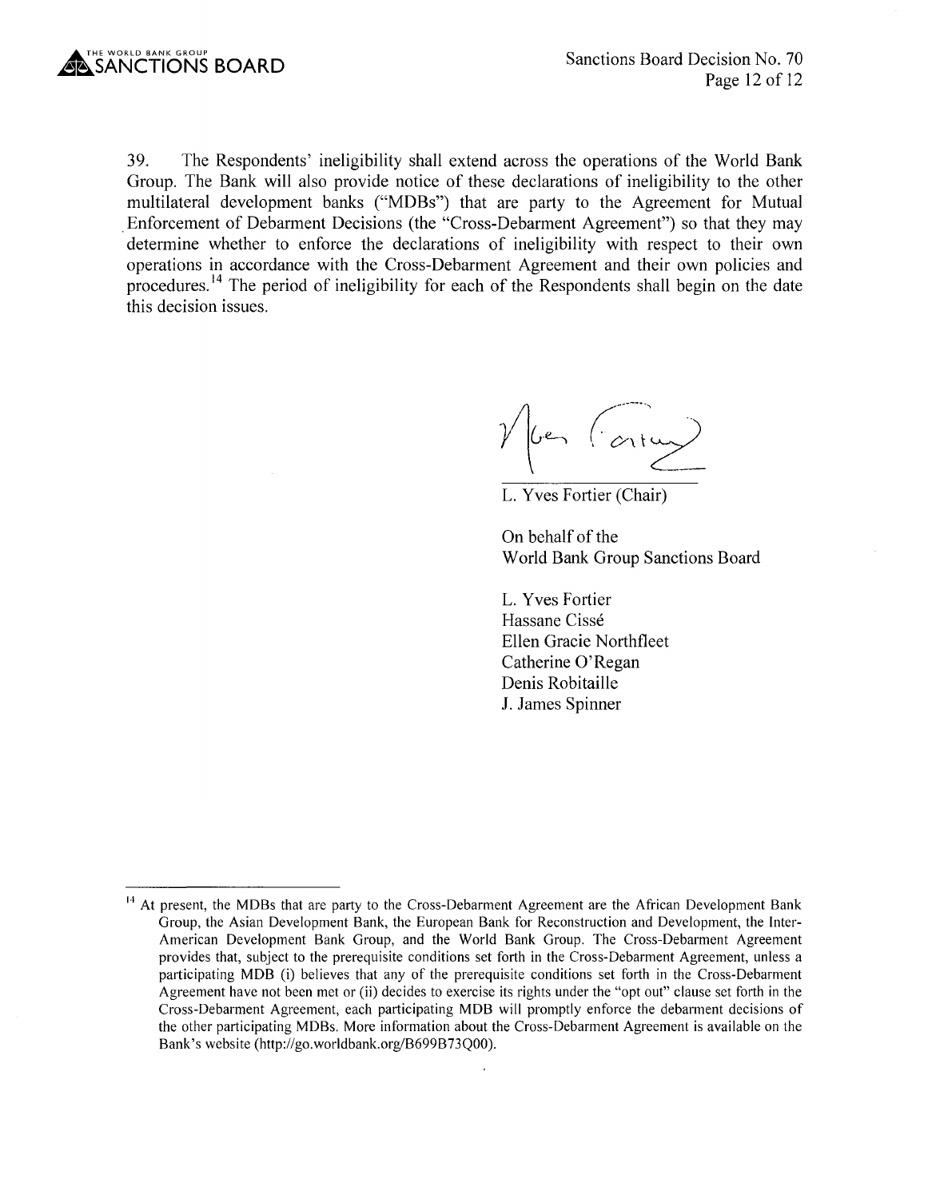39. The Respondents' ineligibility shall extend across the operations of the World Bank Group. The Bank will also provide notice of these declarations of ineligibility to the other multilateral development banks ("MDBs") that are party to the Agreement for Mutual Enforcement of Debarment Decisions (the "Cross-Debarment Agreement") so that they may determine whether to enforce the declarations of ineligibility with respect to their own operations in accordance with the Cross-Debarment Agreement and their own policies and procedures.[14] The period of ineligibility for each of the Respondents shall begin on the date this decision issues.

L. Yves Fortier (Chair)

On behalf of the
World Bank Group Sanctions Board

L. Yves Fortier
Hassane Cissé
Ellen Gracie Northfleet
Catherine O'Regan
Denis Robitaille
J. James Spinner

---

[14] At present, the MDBs that are party to the Cross-Debarment Agreement are the African Development Bank Group, the Asian Development Bank, the European Bank for Reconstruction and Development, the Inter-American Development Bank Group, and the World Bank Group. The Cross-Debarment Agreement provides that, subject to the prerequisite conditions set forth in the Cross-Debarment Agreement, unless a participating MDB (i) believes that any of the prerequisite conditions set forth in the Cross-Debarment Agreement have not been met or (ii) decides to exercise its rights under the "opt out" clause set forth in the Cross-Debarment Agreement, each participating MDB will promptly enforce the debarment decisions of the other participating MDBs. More information about the Cross-Debarment Agreement is available on the Bank's website (http://go.worldbank.org/B699B73Q00).